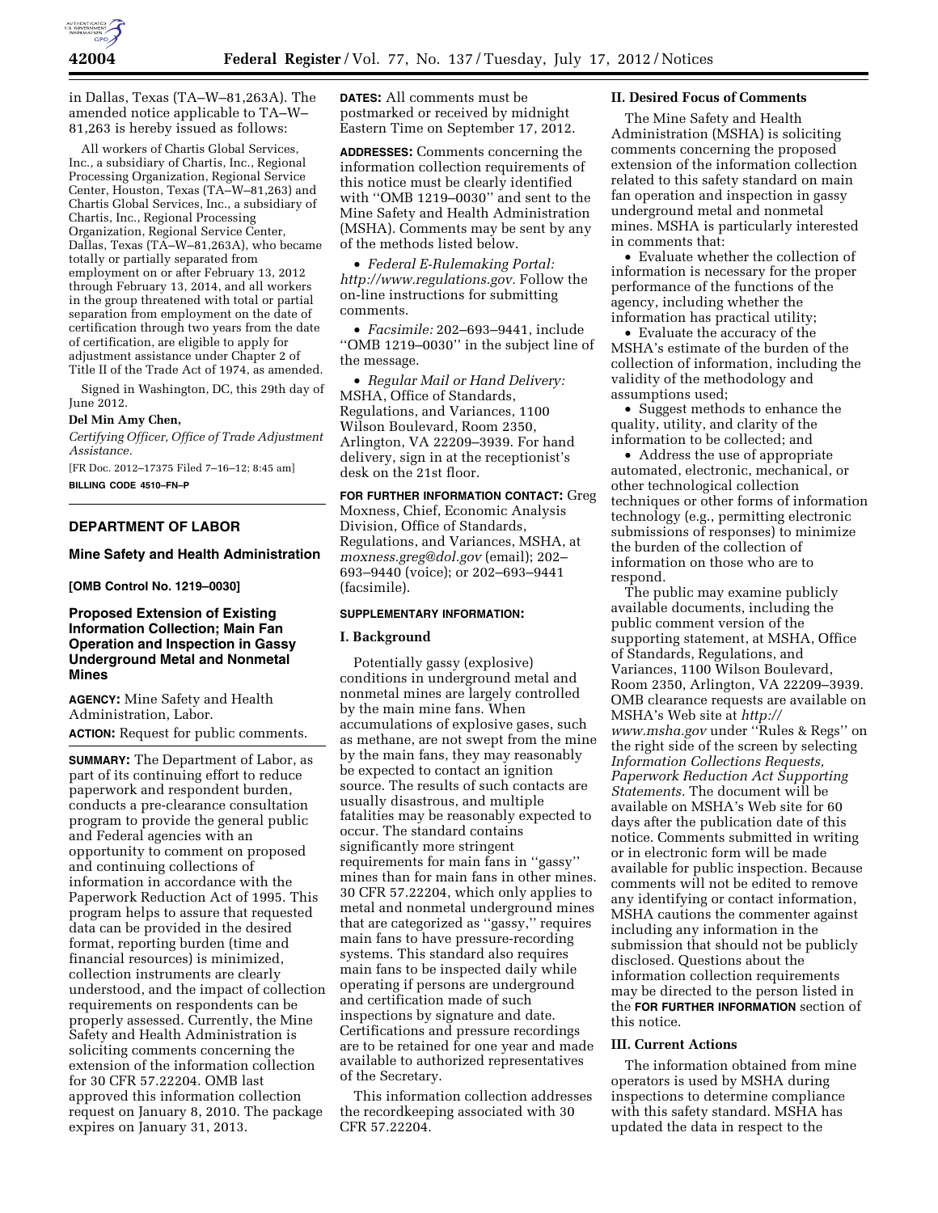in Dallas, Texas (TA–W–81,263A). The amended notice applicable to TA–W–81,263 is hereby issued as follows:

All workers of Chartis Global Services, Inc., a subsidiary of Chartis, Inc., Regional Processing Organization, Regional Service Center, Houston, Texas (TA–W–81,263) and Chartis Global Services, Inc., a subsidiary of Chartis, Inc., Regional Processing Organization, Regional Service Center, Dallas, Texas (TA–W–81,263A), who became totally or partially separated from employment on or after February 13, 2012 through February 13, 2014, and all workers in the group threatened with total or partial separation from employment on the date of certification through two years from the date of certification, are eligible to apply for adjustment assistance under Chapter 2 of Title II of the Trade Act of 1974, as amended.

Signed in Washington, DC, this 29th day of June 2012.

**Del Min Amy Chen,**

*Certifying Officer, Office of Trade Adjustment Assistance.*

[FR Doc. 2012–17375 Filed 7–16–12; 8:45 am]

**BILLING CODE 4510–FN–P**

---

## DEPARTMENT OF LABOR

### Mine Safety and Health Administration

**[OMB Control No. 1219–0030]**

### Proposed Extension of Existing Information Collection; Main Fan Operation and Inspection in Gassy Underground Metal and Nonmetal Mines

**AGENCY:** Mine Safety and Health Administration, Labor.

**ACTION:** Request for public comments.

**SUMMARY:** The Department of Labor, as part of its continuing effort to reduce paperwork and respondent burden, conducts a pre-clearance consultation program to provide the general public and Federal agencies with an opportunity to comment on proposed and continuing collections of information in accordance with the Paperwork Reduction Act of 1995. This program helps to assure that requested data can be provided in the desired format, reporting burden (time and financial resources) is minimized, collection instruments are clearly understood, and the impact of collection requirements on respondents can be properly assessed. Currently, the Mine Safety and Health Administration is soliciting comments concerning the extension of the information collection for 30 CFR 57.22204. OMB last approved this information collection request on January 8, 2010. The package expires on January 31, 2013.

**DATES:** All comments must be postmarked or received by midnight Eastern Time on September 17, 2012.

**ADDRESSES:** Comments concerning the information collection requirements of this notice must be clearly identified with ''OMB 1219–0030'' and sent to the Mine Safety and Health Administration (MSHA). Comments may be sent by any of the methods listed below.

- *Federal E-Rulemaking Portal: http://www.regulations.gov.* Follow the on-line instructions for submitting comments.
- *Facsimile:* 202–693–9441, include ''OMB 1219–0030'' in the subject line of the message.
- *Regular Mail or Hand Delivery:* MSHA, Office of Standards, Regulations, and Variances, 1100 Wilson Boulevard, Room 2350, Arlington, VA 22209–3939. For hand delivery, sign in at the receptionist's desk on the 21st floor.

**FOR FURTHER INFORMATION CONTACT:** Greg Moxness, Chief, Economic Analysis Division, Office of Standards, Regulations, and Variances, MSHA, at *moxness.greg@dol.gov* (email); 202–693–9440 (voice); or 202–693–9441 (facsimile).

**SUPPLEMENTARY INFORMATION:**

#### I. Background

Potentially gassy (explosive) conditions in underground metal and nonmetal mines are largely controlled by the main mine fans. When accumulations of explosive gases, such as methane, are not swept from the mine by the main fans, they may reasonably be expected to contact an ignition source. The results of such contacts are usually disastrous, and multiple fatalities may be reasonably expected to occur. The standard contains significantly more stringent requirements for main fans in ''gassy'' mines than for main fans in other mines. 30 CFR 57.22204, which only applies to metal and nonmetal underground mines that are categorized as ''gassy,'' requires main fans to have pressure-recording systems. This standard also requires main fans to be inspected daily while operating if persons are underground and certification made of such inspections by signature and date. Certifications and pressure recordings are to be retained for one year and made available to authorized representatives of the Secretary.

This information collection addresses the recordkeeping associated with 30 CFR 57.22204.

#### II. Desired Focus of Comments

The Mine Safety and Health Administration (MSHA) is soliciting comments concerning the proposed extension of the information collection related to this safety standard on main fan operation and inspection in gassy underground metal and nonmetal mines. MSHA is particularly interested in comments that:

- Evaluate whether the collection of information is necessary for the proper performance of the functions of the agency, including whether the information has practical utility;
- Evaluate the accuracy of the MSHA's estimate of the burden of the collection of information, including the validity of the methodology and assumptions used;
- Suggest methods to enhance the quality, utility, and clarity of the information to be collected; and
- Address the use of appropriate automated, electronic, mechanical, or other technological collection techniques or other forms of information technology (e.g., permitting electronic submissions of responses) to minimize the burden of the collection of information on those who are to respond.

The public may examine publicly available documents, including the public comment version of the supporting statement, at MSHA, Office of Standards, Regulations, and Variances, 1100 Wilson Boulevard, Room 2350, Arlington, VA 22209–3939. OMB clearance requests are available on MSHA's Web site at *http://www.msha.gov* under ''Rules & Regs'' on the right side of the screen by selecting *Information Collections Requests, Paperwork Reduction Act Supporting Statements.* The document will be available on MSHA's Web site for 60 days after the publication date of this notice. Comments submitted in writing or in electronic form will be made available for public inspection. Because comments will not be edited to remove any identifying or contact information, MSHA cautions the commenter against including any information in the submission that should not be publicly disclosed. Questions about the information collection requirements may be directed to the person listed in the **FOR FURTHER INFORMATION** section of this notice.

#### III. Current Actions

The information obtained from mine operators is used by MSHA during inspections to determine compliance with this safety standard. MSHA has updated the data in respect to the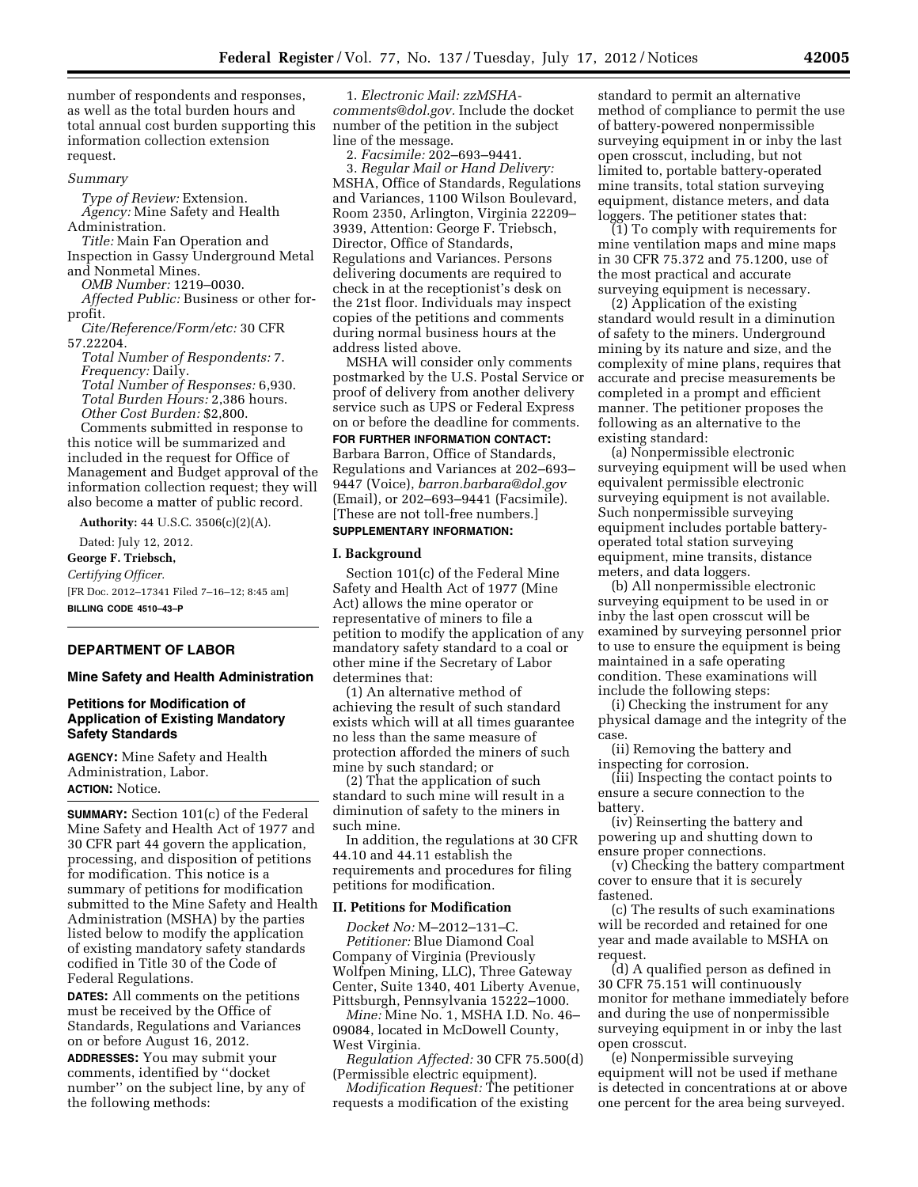number of respondents and responses, as well as the total burden hours and total annual cost burden supporting this information collection extension request.

*Summary*

*Type of Review:* Extension.

*Agency:* Mine Safety and Health Administration.

*Title:* Main Fan Operation and Inspection in Gassy Underground Metal and Nonmetal Mines.

*OMB Number:* 1219–0030.

*Affected Public:* Business or other for-profit.

*Cite/Reference/Form/etc:* 30 CFR 57.22204.

*Total Number of Respondents:* 7.

*Frequency:* Daily.

*Total Number of Responses:* 6,930.

*Total Burden Hours:* 2,386 hours.

*Other Cost Burden:* $2,800.

Comments submitted in response to this notice will be summarized and included in the request for Office of Management and Budget approval of the information collection request; they will also become a matter of public record.

**Authority:** 44 U.S.C. 3506(c)(2)(A).

Dated: July 12, 2012.

**George F. Triebsch,**

*Certifying Officer.*

[FR Doc. 2012–17341 Filed 7–16–12; 8:45 am]

**BILLING CODE 4510–43–P**

## DEPARTMENT OF LABOR

### Mine Safety and Health Administration

### Petitions for Modification of Application of Existing Mandatory Safety Standards

**AGENCY:** Mine Safety and Health Administration, Labor.

**ACTION:** Notice.

**SUMMARY:** Section 101(c) of the Federal Mine Safety and Health Act of 1977 and 30 CFR part 44 govern the application, processing, and disposition of petitions for modification. This notice is a summary of petitions for modification submitted to the Mine Safety and Health Administration (MSHA) by the parties listed below to modify the application of existing mandatory safety standards codified in Title 30 of the Code of Federal Regulations.

**DATES:** All comments on the petitions must be received by the Office of Standards, Regulations and Variances on or before August 16, 2012.

**ADDRESSES:** You may submit your comments, identified by "docket number" on the subject line, by any of the following methods:

1. *Electronic Mail: zzMSHA-comments@dol.gov.* Include the docket number of the petition in the subject line of the message.

2. *Facsimile:* 202–693–9441.

3. *Regular Mail or Hand Delivery:* MSHA, Office of Standards, Regulations and Variances, 1100 Wilson Boulevard, Room 2350, Arlington, Virginia 22209–3939, Attention: George F. Triebsch, Director, Office of Standards, Regulations and Variances. Persons delivering documents are required to check in at the receptionist's desk on the 21st floor. Individuals may inspect copies of the petitions and comments during normal business hours at the address listed above.

MSHA will consider only comments postmarked by the U.S. Postal Service or proof of delivery from another delivery service such as UPS or Federal Express on or before the deadline for comments.

**FOR FURTHER INFORMATION CONTACT:** Barbara Barron, Office of Standards, Regulations and Variances at 202–693–9447 (Voice), *barron.barbara@dol.gov* (Email), or 202–693–9441 (Facsimile). [These are not toll-free numbers.]

**SUPPLEMENTARY INFORMATION:**

#### I. Background

Section 101(c) of the Federal Mine Safety and Health Act of 1977 (Mine Act) allows the mine operator or representative of miners to file a petition to modify the application of any mandatory safety standard to a coal or other mine if the Secretary of Labor determines that:

(1) An alternative method of achieving the result of such standard exists which will at all times guarantee no less than the same measure of protection afforded the miners of such mine by such standard; or

(2) That the application of such standard to such mine will result in a diminution of safety to the miners in such mine.

In addition, the regulations at 30 CFR 44.10 and 44.11 establish the requirements and procedures for filing petitions for modification.

#### II. Petitions for Modification

*Docket No:* M–2012–131–C.

*Petitioner:* Blue Diamond Coal Company of Virginia (Previously Wolfpen Mining, LLC), Three Gateway Center, Suite 1340, 401 Liberty Avenue, Pittsburgh, Pennsylvania 15222–1000.

*Mine:* Mine No. 1, MSHA I.D. No. 46–09084, located in McDowell County, West Virginia.

*Regulation Affected:* 30 CFR 75.500(d) (Permissible electric equipment).

*Modification Request:* The petitioner requests a modification of the existing standard to permit an alternative method of compliance to permit the use of battery-powered nonpermissible surveying equipment in or inby the last open crosscut, including, but not limited to, portable battery-operated mine transits, total station surveying equipment, distance meters, and data loggers. The petitioner states that:

(1) To comply with requirements for mine ventilation maps and mine maps in 30 CFR 75.372 and 75.1200, use of the most practical and accurate surveying equipment is necessary.

(2) Application of the existing standard would result in a diminution of safety to the miners. Underground mining by its nature and size, and the complexity of mine plans, requires that accurate and precise measurements be completed in a prompt and efficient manner. The petitioner proposes the following as an alternative to the existing standard:

(a) Nonpermissible electronic surveying equipment will be used when equivalent permissible electronic surveying equipment is not available. Such nonpermissible surveying equipment includes portable battery-operated total station surveying equipment, mine transits, distance meters, and data loggers.

(b) All nonpermissible electronic surveying equipment to be used in or inby the last open crosscut will be examined by surveying personnel prior to use to ensure the equipment is being maintained in a safe operating condition. These examinations will include the following steps:

(i) Checking the instrument for any physical damage and the integrity of the case.

(ii) Removing the battery and inspecting for corrosion.

(iii) Inspecting the contact points to ensure a secure connection to the battery.

(iv) Reinserting the battery and powering up and shutting down to ensure proper connections.

(v) Checking the battery compartment cover to ensure that it is securely fastened.

(c) The results of such examinations will be recorded and retained for one year and made available to MSHA on request.

(d) A qualified person as defined in 30 CFR 75.151 will continuously monitor for methane immediately before and during the use of nonpermissible surveying equipment in or inby the last open crosscut.

(e) Nonpermissible surveying equipment will not be used if methane is detected in concentrations at or above one percent for the area being surveyed.